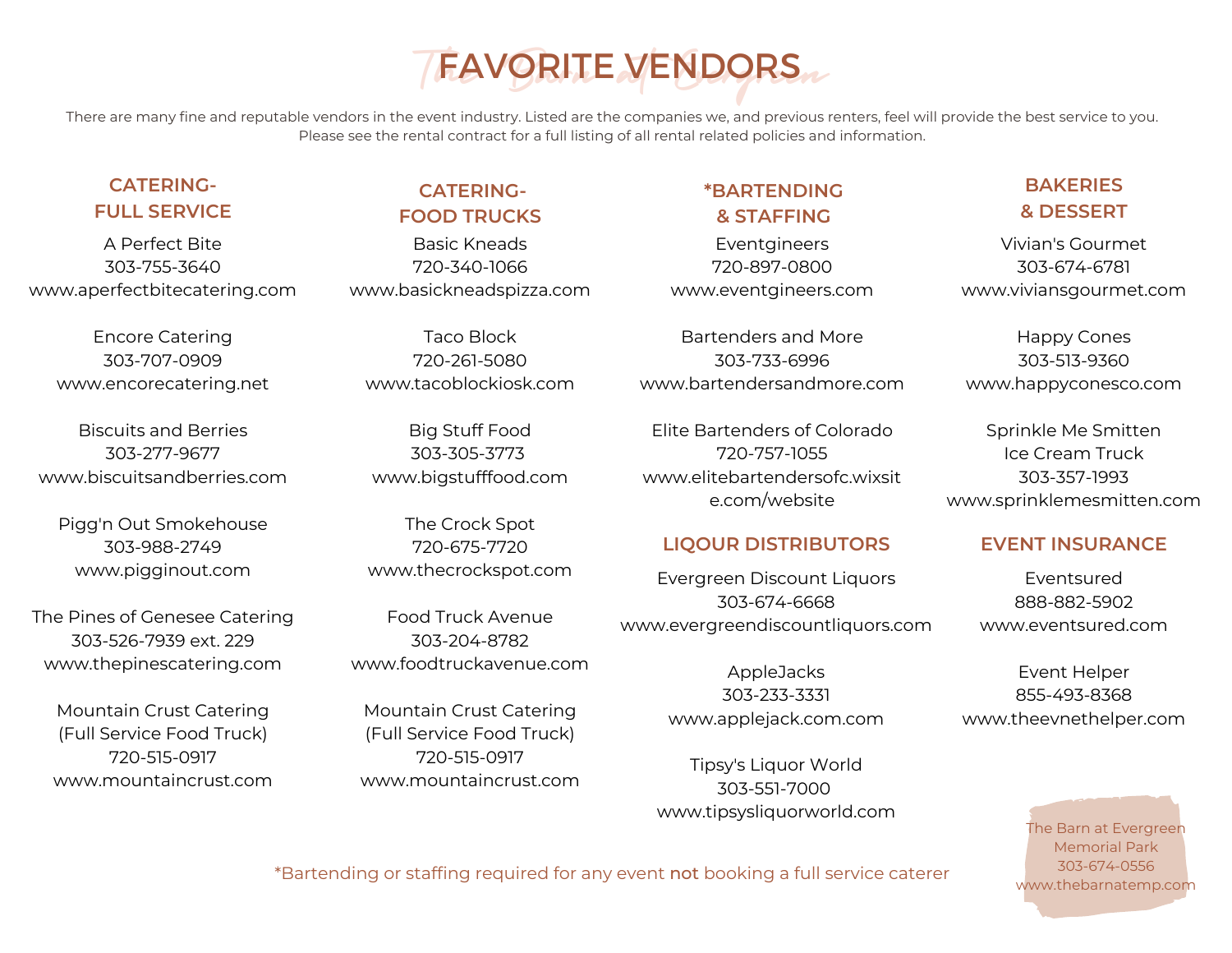# FAVORITE VENDORS

There are many fine and reputable vendors in the event industry. Listed are the companies we, and previous renters, feel will provide the best service to you. Please see the rental contract for a full listing of all rental related policies and information.

## CATERING- FULL SERVICE

A Perfect Bite
303-755-3640
www.aperfectbitecatering.com

Encore Catering
303-707-0909
www.encorecatering.net

Biscuits and Berries
303-277-9677
www.biscuitsandberries.com

Pigg'n Out Smokehouse
303-988-2749
www.pigginout.com

The Pines of Genesee Catering
303-526-7939 ext. 229
www.thepinescatering.com

Mountain Crust Catering
(Full Service Food Truck)
720-515-0917
www.mountaincrust.com

## CATERING- FOOD TRUCKS

Basic Kneads
720-340-1066
www.basickneadspizza.com

Taco Block
720-261-5080
www.tacoblockiosk.com

Big Stuff Food
303-305-3773
www.bigstufffood.com

The Crock Spot
720-675-7720
www.thecrockspot.com

Food Truck Avenue
303-204-8782
www.foodtruckavenue.com

Mountain Crust Catering
(Full Service Food Truck)
720-515-0917
www.mountaincrust.com

## *BARTENDING & STAFFING

Eventgineers
720-897-0800
www.eventgineers.com

Bartenders and More
303-733-6996
www.bartendersandmore.com

Elite Bartenders of Colorado
720-757-1055
www.elitebartendersofc.wixsite.com/website

## LIQOUR DISTRIBUTORS

Evergreen Discount Liquors
303-674-6668
www.evergreendiscountliquors.com

AppleJacks
303-233-3331
www.applejack.com.com

Tipsy's Liquor World
303-551-7000
www.tipsysliquorworld.com

## BAKERIES & DESSERT

Vivian's Gourmet
303-674-6781
www.viviansgourmet.com

Happy Cones
303-513-9360
www.happyconesco.com

Sprinkle Me Smitten
Ice Cream Truck
303-357-1993
www.sprinklemesmitten.com

## EVENT INSURANCE

Eventsured
888-882-5902
www.eventsured.com

Event Helper
855-493-8368
www.theevnethelper.com

*Bartending or staffing required for any event **not** booking a full service caterer

The Barn at Evergreen
Memorial Park
303-674-0556
www.thebarnatemp.com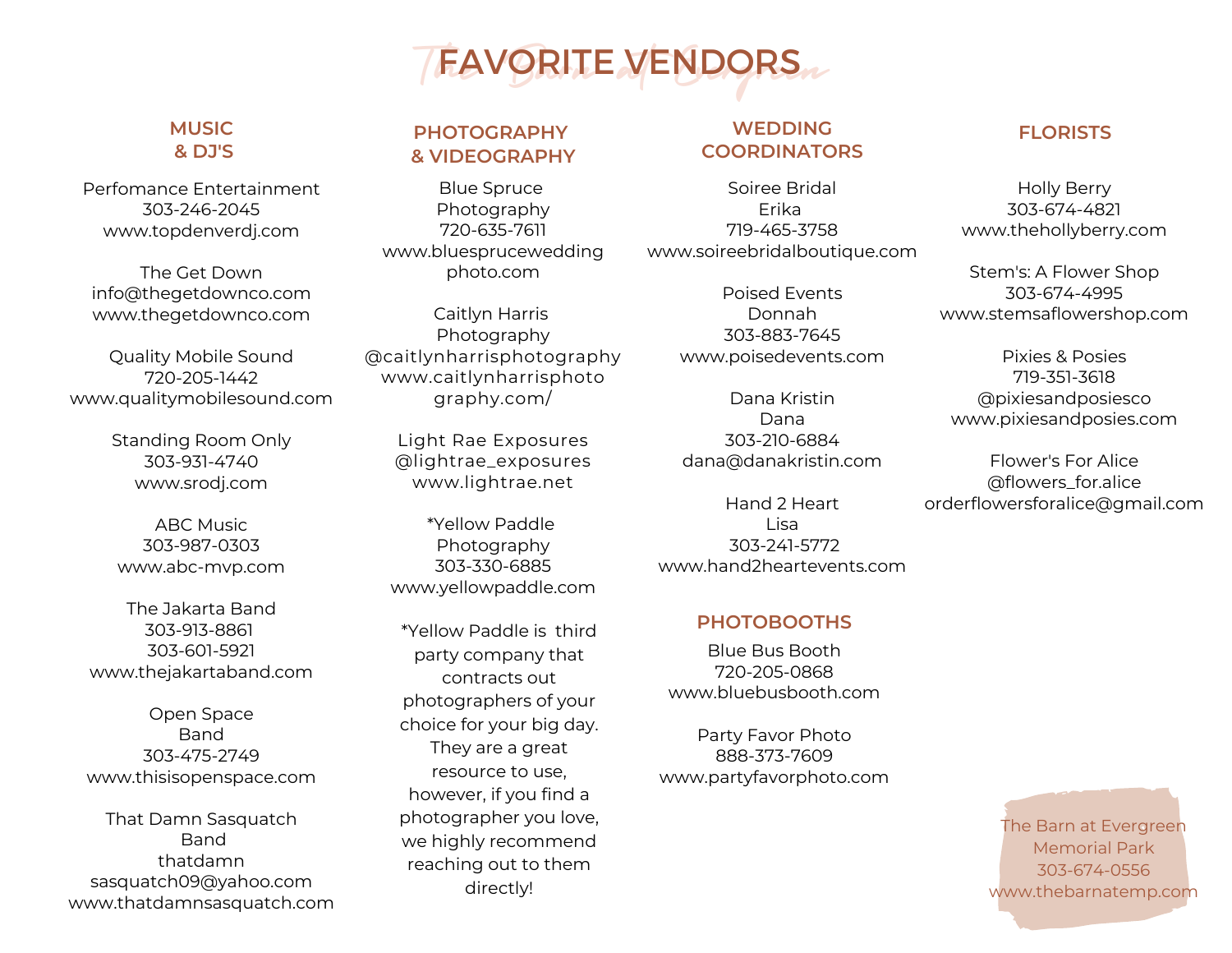# FAVORITE VENDORS

## MUSIC & DJ'S

Perfomance Entertainment
303-246-2045
www.topdenverdj.com

The Get Down
info@thegetdownco.com
www.thegetdownco.com

Quality Mobile Sound
720-205-1442
www.qualitymobilesound.com

Standing Room Only
303-931-4740
www.srodj.com

ABC Music
303-987-0303
www.abc-mvp.com

The Jakarta Band
303-913-8861
303-601-5921
www.thejakartaband.com

Open Space Band
303-475-2749
www.thisisopenspace.com

That Damn Sasquatch Band
thatdamnsasquatch09@yahoo.com
www.thatdamnsasquatch.com

## PHOTOGRAPHY & VIDEOGRAPHY

Blue Spruce Photography
720-635-7611
www.bluesprucewedding photo.com

Caitlyn Harris Photography
@caitlynharrisphotography
www.caitlynharrisphotography.com/

Light Rae Exposures
@lightrae_exposures
www.lightrae.net

*Yellow Paddle Photography
303-330-6885
www.yellowpaddle.com

*Yellow Paddle is third party company that contracts out photographers of your choice for your big day. They are a great resource to use, however, if you find a photographer you love, we highly recommend reaching out to them directly!

## WEDDING COORDINATORS

Soiree Bridal
Erika
719-465-3758
www.soireebridalboutique.com

Poised Events
Donnah
303-883-7645
www.poisedevents.com

Dana Kristin
Dana
303-210-6884
dana@danakristin.com

Hand 2 Heart
Lisa
303-241-5772
www.hand2heartevents.com

## PHOTOBOOTHS

Blue Bus Booth
720-205-0868
www.bluebusbooth.com

Party Favor Photo
888-373-7609
www.partyfavorphoto.com

## FLORISTS

Holly Berry
303-674-4821
www.thehollyberry.com

Stem's: A Flower Shop
303-674-4995
www.stemsaflowershop.com

Pixies & Posies
719-351-3618
@pixiesandposiesco
www.pixiesandposies.com

Flower's For Alice
@flowers_for.alice
orderflowersforalice@gmail.com

The Barn at Evergreen Memorial Park
303-674-0556
www.thebarnatemp.com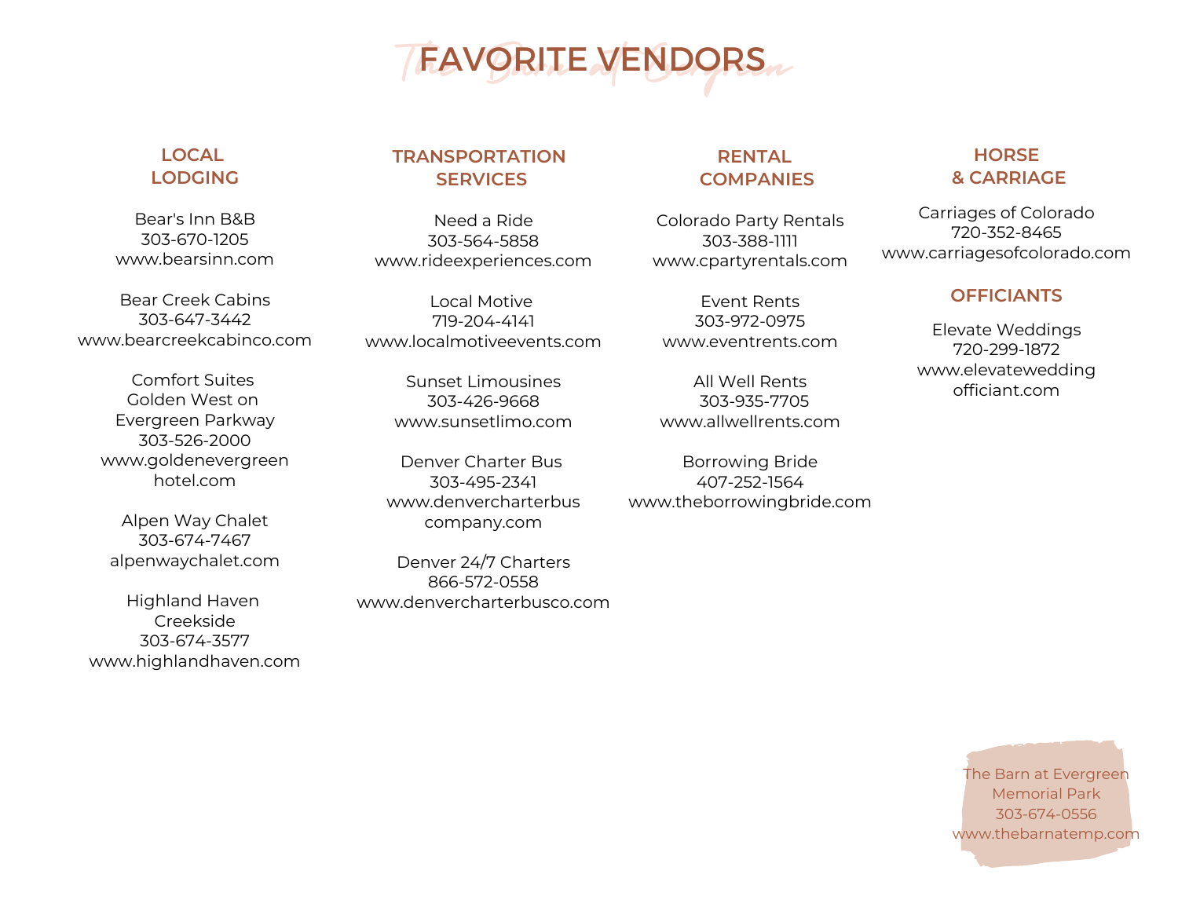# FAVORITE VENDORS

## LOCAL LODGING

Bear's Inn B&B
303-670-1205
www.bearsinn.com

Bear Creek Cabins
303-647-3442
www.bearcreekcabinco.com

Comfort Suites
Golden West on
Evergreen Parkway
303-526-2000
www.goldenevergreen
hotel.com

Alpen Way Chalet
303-674-7467
alpenwaychalet.com

Highland Haven
Creekside
303-674-3577
www.highlandhaven.com

## TRANSPORTATION SERVICES

Need a Ride
303-564-5858
www.rideexperiences.com

Local Motive
719-204-4141
www.localmotiveevents.com

Sunset Limousines
303-426-9668
www.sunsetlimo.com

Denver Charter Bus
303-495-2341
www.denvercharterbus
company.com

Denver 24/7 Charters
866-572-0558
www.denvercharterbusco.com

## RENTAL COMPANIES

Colorado Party Rentals
303-388-1111
www.cpartyrentals.com

Event Rents
303-972-0975
www.eventrents.com

All Well Rents
303-935-7705
www.allwellrents.com

Borrowing Bride
407-252-1564
www.theborrowingbride.com

## HORSE & CARRIAGE

Carriages of Colorado
720-352-8465
www.carriagesofcolorado.com

## OFFICIANTS

Elevate Weddings
720-299-1872
www.elevatewedding
officiant.com

The Barn at Evergreen
Memorial Park
303-674-0556
www.thebarnatemp.com